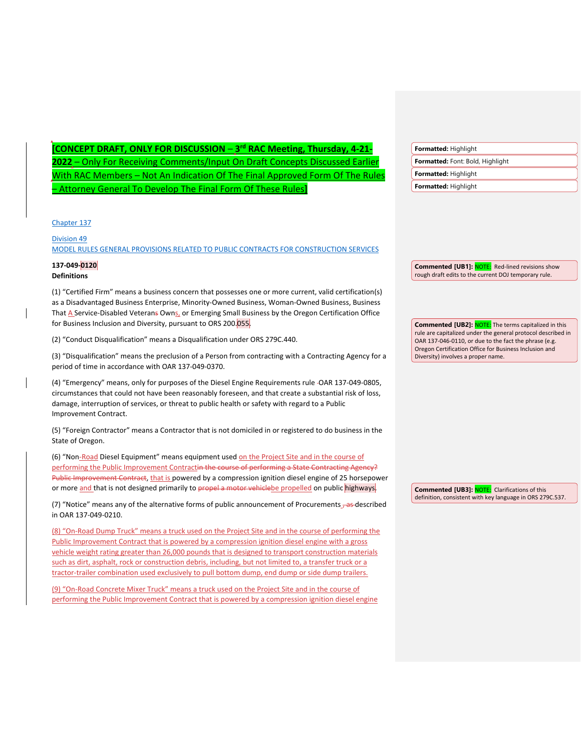**[CONCEPT DRAFT, ONLY FOR DISCUSSION – 3rd RAC Meeting, Thursday, 4-21-2022 – Only For Receiving Comments/Input On Draft Concepts Discussed Earlier With RAC Members – Not An Indication Of The Final Approved Form Of The Rules – Attorney General To Develop The Final Form Of These Rules]**

Chapter 137

Division 49

MODEL RULES GENERAL PROVISIONS RELATED TO PUBLIC CONTRACTS FOR CONSTRUCTION SERVICES

**137-049-0120**
**Definitions**

(1) “Certified Firm” means a business concern that possesses one or more current, valid certification(s) as a Disadvantaged Business Enterprise, Minority-Owned Business, Woman-Owned Business, Business That A Service-Disabled Veterans Owns, or Emerging Small Business by the Oregon Certification Office for Business Inclusion and Diversity, pursuant to ORS 200.055.

(2) “Conduct Disqualification” means a Disqualification under ORS 279C.440.

(3) “Disqualification” means the preclusion of a Person from contracting with a Contracting Agency for a period of time in accordance with OAR 137-049-0370.

(4) “Emergency” means, only for purposes of the Diesel Engine Requirements rule OAR 137-049-0805, circumstances that could not have been reasonably foreseen, and that create a substantial risk of loss, damage, interruption of services, or threat to public health or safety with regard to a Public Improvement Contract.

(5) “Foreign Contractor” means a Contractor that is not domiciled in or registered to do business in the State of Oregon.

(6) “Non-Road Diesel Equipment” means equipment used ~~in the course of performing a State Contracting Agency? Public Improvement Contract~~ on the Project Site and in the course of performing the Public Improvement Contract, that is powered by a compression ignition diesel engine of 25 horsepower or more and that is not designed primarily to ~~propel a motor vehicle~~ be propelled on public highways.

(7) “Notice” means any of the alternative forms of public announcement of Procurements~~, as~~ described in OAR 137-049-0210.

(8) “On-Road Dump Truck” means a truck used on the Project Site and in the course of performing the Public Improvement Contract that is powered by a compression ignition diesel engine with a gross vehicle weight rating greater than 26,000 pounds that is designed to transport construction materials such as dirt, asphalt, rock or construction debris, including, but not limited to, a transfer truck or a tractor-trailer combination used exclusively to pull bottom dump, end dump or side dump trailers.

(9) “On-Road Concrete Mixer Truck” means a truck used on the Project Site and in the course of performing the Public Improvement Contract that is powered by a compression ignition diesel engine

Formatted: Highlight
Formatted: Font: Bold, Highlight
Formatted: Highlight
Formatted: Highlight

**Commented [UB1]:** NOTE: Red-lined revisions show rough draft edits to the current DOJ temporary rule.

**Commented [UB2]:** NOTE: The terms capitalized in this rule are capitalized under the general protocol described in OAR 137-046-0110, or due to the fact the phrase (e.g. Oregon Certification Office for Business Inclusion and Diversity) involves a proper name.

**Commented [UB3]:** NOTE: Clarifications of this definition, consistent with key language in ORS 279C.537.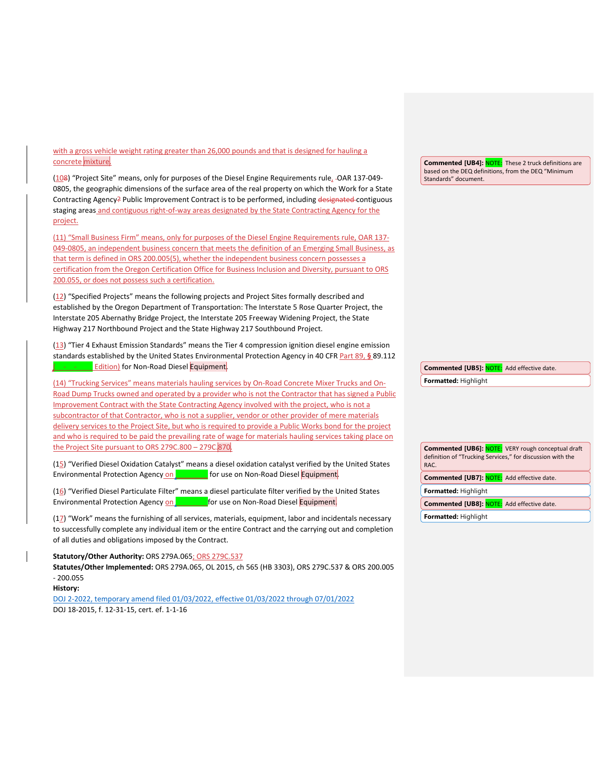with a gross vehicle weight rating greater than 26,000 pounds and that is designed for hauling a concrete mixture.

(108) "Project Site" means, only for purposes of the Diesel Engine Requirements rule, OAR 137-049-0805, the geographic dimensions of the surface area of the real property on which the Work for a State Contracting Agency? Public Improvement Contract is to be performed, including designated contiguous staging areas and contiguous right-of-way areas designated by the State Contracting Agency for the project.

(11) "Small Business Firm" means, only for purposes of the Diesel Engine Requirements rule, OAR 137-049-0805, an independent business concern that meets the definition of an Emerging Small Business, as that term is defined in ORS 200.005(5), whether the independent business concern possesses a certification from the Oregon Certification Office for Business Inclusion and Diversity, pursuant to ORS 200.055, or does not possess such a certification.

(12) "Specified Projects" means the following projects and Project Sites formally described and established by the Oregon Department of Transportation: The Interstate 5 Rose Quarter Project, the Interstate 205 Abernathy Bridge Project, the Interstate 205 Freeway Widening Project, the State Highway 217 Northbound Project and the State Highway 217 Southbound Project.

(13) "Tier 4 Exhaust Emission Standards" means the Tier 4 compression ignition diesel engine emission standards established by the United States Environmental Protection Agency in 40 CFR Part 89, § 89.112 (\_\_\_\_ Edition) for Non-Road Diesel Equipment.

(14) "Trucking Services" means materials hauling services by On-Road Concrete Mixer Trucks and On-Road Dump Trucks owned and operated by a provider who is not the Contractor that has signed a Public Improvement Contract with the State Contracting Agency involved with the project, who is not a subcontractor of that Contractor, who is not a supplier, vendor or other provider of mere materials delivery services to the Project Site, but who is required to provide a Public Works bond for the project and who is required to be paid the prevailing rate of wage for materials hauling services taking place on the Project Site pursuant to ORS 279C.800 – 279C.870.

(15) "Verified Diesel Oxidation Catalyst" means a diesel oxidation catalyst verified by the United States Environmental Protection Agency on \_\_\_\_ for use on Non-Road Diesel Equipment.

(16) "Verified Diesel Particulate Filter" means a diesel particulate filter verified by the United States Environmental Protection Agency on \_\_\_\_ for use on Non-Road Diesel Equipment.

(17) "Work" means the furnishing of all services, materials, equipment, labor and incidentals necessary to successfully complete any individual item or the entire Contract and the carrying out and completion of all duties and obligations imposed by the Contract.

**Statutory/Other Authority:** ORS 279A.065; ORS 279C.537
**Statutes/Other Implemented:** ORS 279A.065, OL 2015, ch 565 (HB 3303), ORS 279C.537 & ORS 200.005 - 200.055
**History:**
DOJ 2-2022, temporary amend filed 01/03/2022, effective 01/03/2022 through 07/01/2022
DOJ 18-2015, f. 12-31-15, cert. ef. 1-1-16

**Commented [UB4]:** NOTE: These 2 truck definitions are based on the DEQ definitions, from the DEQ "Minimum Standards" document.

**Commented [UB5]:** NOTE: Add effective date.

**Formatted:** Highlight

**Commented [UB6]:** NOTE: VERY rough conceptual draft definition of "Trucking Services," for discussion with the RAC.

**Commented [UB7]:** NOTE: Add effective date.

**Formatted:** Highlight

**Commented [UB8]:** NOTE: Add effective date.

**Formatted:** Highlight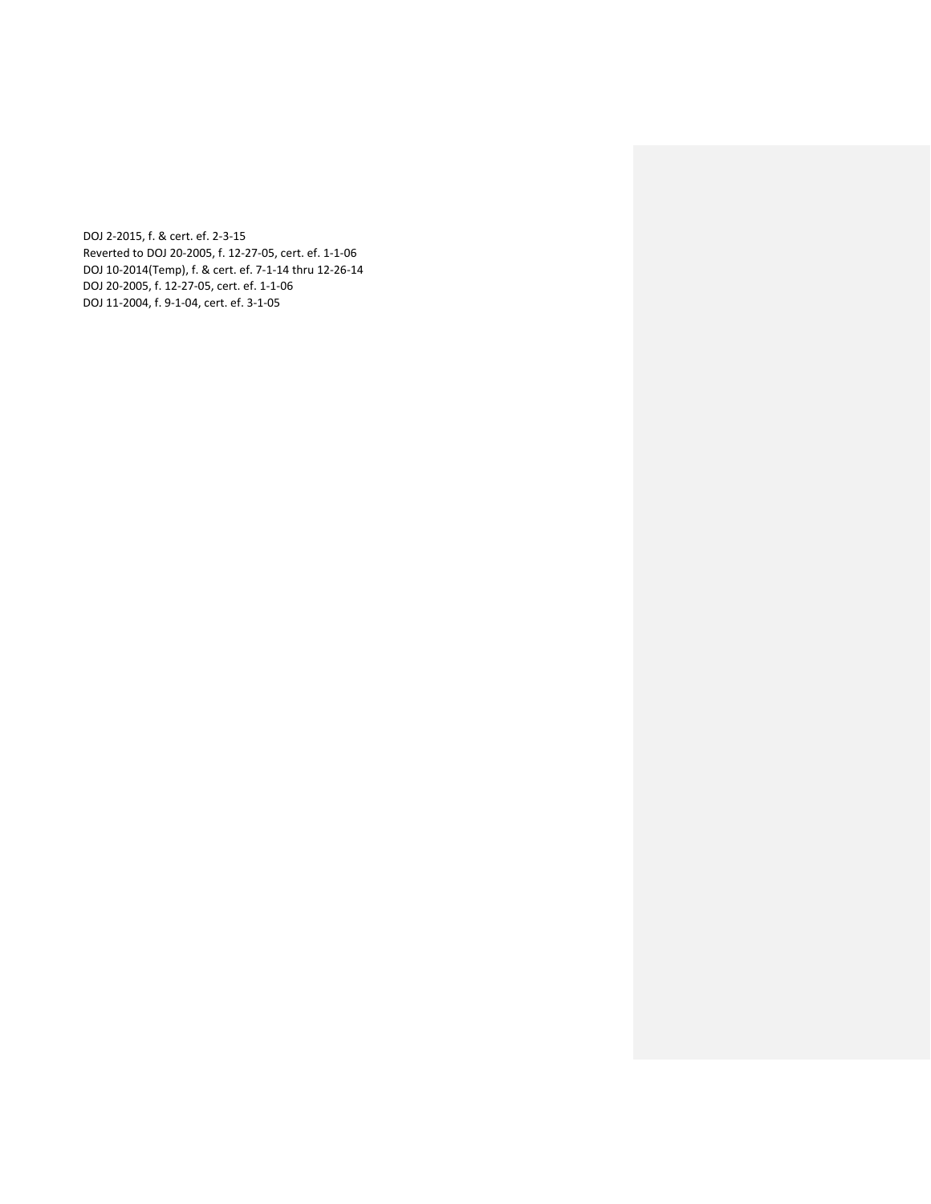DOJ 2-2015, f. & cert. ef. 2-3-15
Reverted to DOJ 20-2005, f. 12-27-05, cert. ef. 1-1-06
DOJ 10-2014(Temp), f. & cert. ef. 7-1-14 thru 12-26-14
DOJ 20-2005, f. 12-27-05, cert. ef. 1-1-06
DOJ 11-2004, f. 9-1-04, cert. ef. 3-1-05